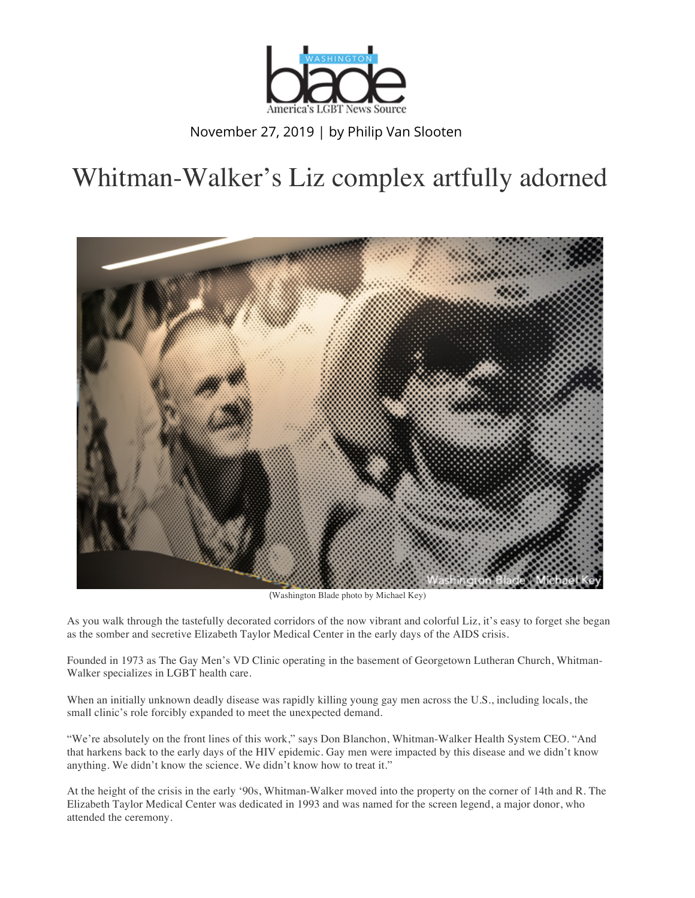Washington blade — America's LGBT News Source

November 27, 2019 | by Philip Van Slooten

# Whitman-Walker's Liz complex artfully adorned

(Washington Blade photo by Michael Key)

As you walk through the tastefully decorated corridors of the now vibrant and colorful Liz, it's easy to forget she began as the somber and secretive Elizabeth Taylor Medical Center in the early days of the AIDS crisis.

Founded in 1973 as The Gay Men's VD Clinic operating in the basement of Georgetown Lutheran Church, Whitman-Walker specializes in LGBT health care.

When an initially unknown deadly disease was rapidly killing young gay men across the U.S., including locals, the small clinic's role forcibly expanded to meet the unexpected demand.

"We're absolutely on the front lines of this work," says Don Blanchon, Whitman-Walker Health System CEO. "And that harkens back to the early days of the HIV epidemic. Gay men were impacted by this disease and we didn't know anything. We didn't know the science. We didn't know how to treat it."

At the height of the crisis in the early '90s, Whitman-Walker moved into the property on the corner of 14th and R. The Elizabeth Taylor Medical Center was dedicated in 1993 and was named for the screen legend, a major donor, who attended the ceremony.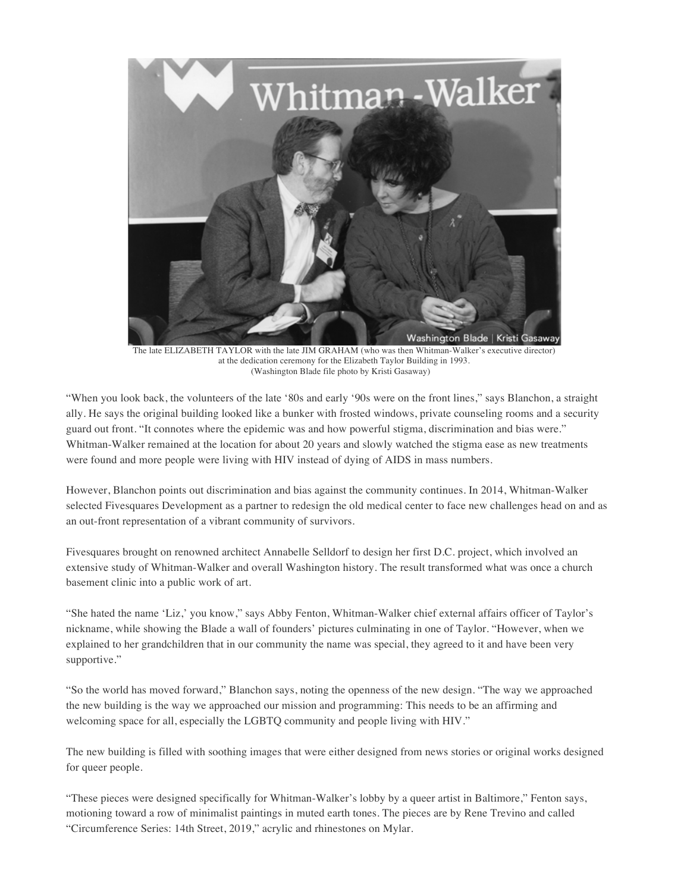The late ELIZABETH TAYLOR with the late JIM GRAHAM (who was then Whitman-Walker's executive director) at the dedication ceremony for the Elizabeth Taylor Building in 1993. (Washington Blade file photo by Kristi Gasaway)

"When you look back, the volunteers of the late '80s and early '90s were on the front lines," says Blanchon, a straight ally. He says the original building looked like a bunker with frosted windows, private counseling rooms and a security guard out front. "It connotes where the epidemic was and how powerful stigma, discrimination and bias were." Whitman-Walker remained at the location for about 20 years and slowly watched the stigma ease as new treatments were found and more people were living with HIV instead of dying of AIDS in mass numbers.

However, Blanchon points out discrimination and bias against the community continues. In 2014, Whitman-Walker selected Fivesquares Development as a partner to redesign the old medical center to face new challenges head on and as an out-front representation of a vibrant community of survivors.

Fivesquares brought on renowned architect Annabelle Selldorf to design her first D.C. project, which involved an extensive study of Whitman-Walker and overall Washington history. The result transformed what was once a church basement clinic into a public work of art.

"She hated the name 'Liz,' you know," says Abby Fenton, Whitman-Walker chief external affairs officer of Taylor's nickname, while showing the Blade a wall of founders' pictures culminating in one of Taylor. "However, when we explained to her grandchildren that in our community the name was special, they agreed to it and have been very supportive."

"So the world has moved forward," Blanchon says, noting the openness of the new design. "The way we approached the new building is the way we approached our mission and programming: This needs to be an affirming and welcoming space for all, especially the LGBTQ community and people living with HIV."

The new building is filled with soothing images that were either designed from news stories or original works designed for queer people.

"These pieces were designed specifically for Whitman-Walker's lobby by a queer artist in Baltimore," Fenton says, motioning toward a row of minimalist paintings in muted earth tones. The pieces are by Rene Trevino and called "Circumference Series: 14th Street, 2019," acrylic and rhinestones on Mylar.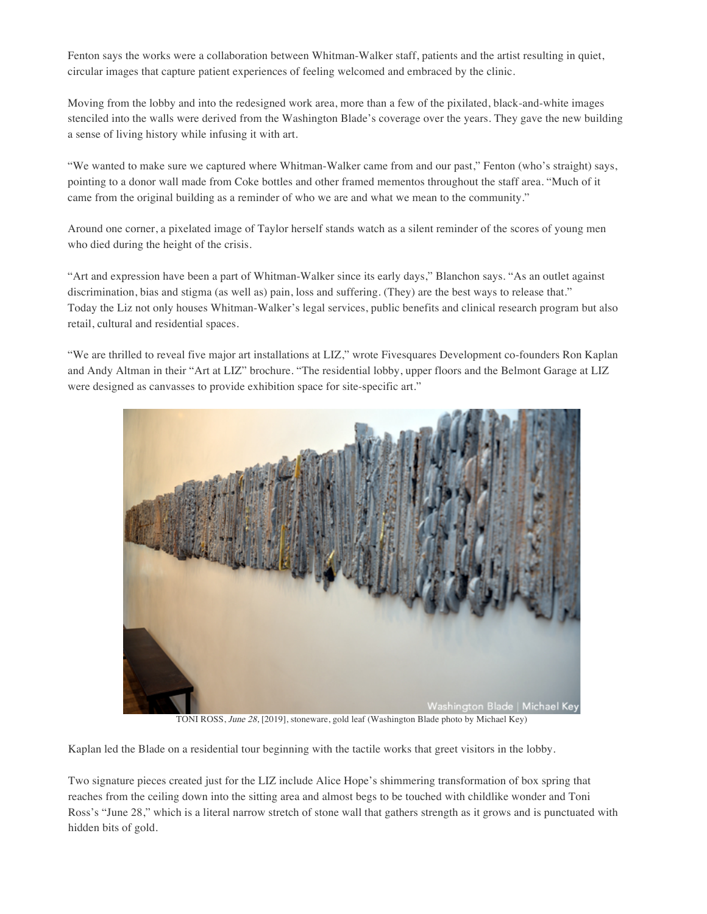Fenton says the works were a collaboration between Whitman-Walker staff, patients and the artist resulting in quiet, circular images that capture patient experiences of feeling welcomed and embraced by the clinic.

Moving from the lobby and into the redesigned work area, more than a few of the pixilated, black-and-white images stenciled into the walls were derived from the Washington Blade's coverage over the years. They gave the new building a sense of living history while infusing it with art.

"We wanted to make sure we captured where Whitman-Walker came from and our past," Fenton (who's straight) says, pointing to a donor wall made from Coke bottles and other framed mementos throughout the staff area. "Much of it came from the original building as a reminder of who we are and what we mean to the community."

Around one corner, a pixelated image of Taylor herself stands watch as a silent reminder of the scores of young men who died during the height of the crisis.

"Art and expression have been a part of Whitman-Walker since its early days," Blanchon says. "As an outlet against discrimination, bias and stigma (as well as) pain, loss and suffering. (They) are the best ways to release that." Today the Liz not only houses Whitman-Walker's legal services, public benefits and clinical research program but also retail, cultural and residential spaces.

"We are thrilled to reveal five major art installations at LIZ," wrote Fivesquares Development co-founders Ron Kaplan and Andy Altman in their "Art at LIZ" brochure. "The residential lobby, upper floors and the Belmont Garage at LIZ were designed as canvasses to provide exhibition space for site-specific art."

TONI ROSS, *June 28*, [2019], stoneware, gold leaf (Washington Blade photo by Michael Key)

Kaplan led the Blade on a residential tour beginning with the tactile works that greet visitors in the lobby.

Two signature pieces created just for the LIZ include Alice Hope's shimmering transformation of box spring that reaches from the ceiling down into the sitting area and almost begs to be touched with childlike wonder and Toni Ross's "June 28," which is a literal narrow stretch of stone wall that gathers strength as it grows and is punctuated with hidden bits of gold.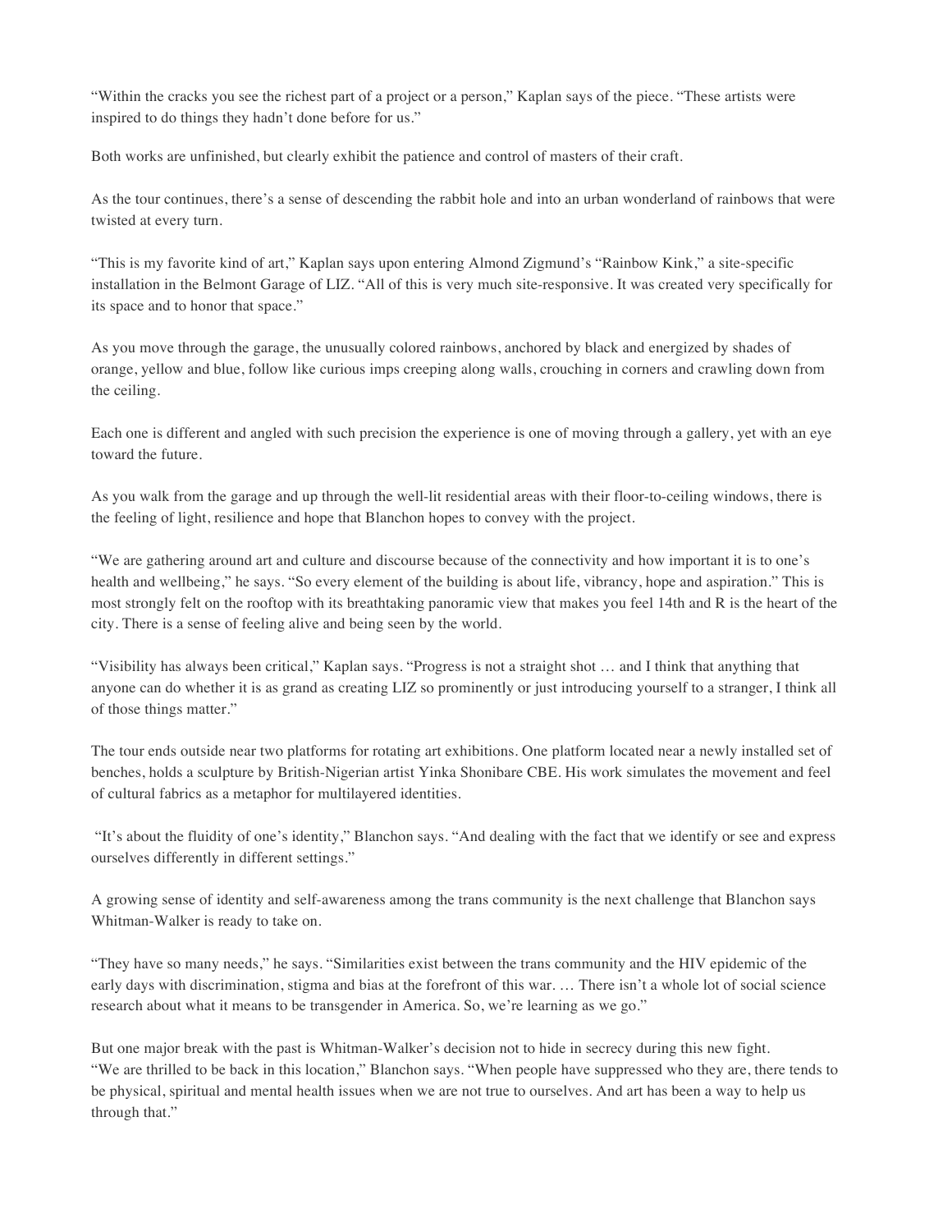"Within the cracks you see the richest part of a project or a person," Kaplan says of the piece. "These artists were inspired to do things they hadn't done before for us."

Both works are unfinished, but clearly exhibit the patience and control of masters of their craft.

As the tour continues, there's a sense of descending the rabbit hole and into an urban wonderland of rainbows that were twisted at every turn.

"This is my favorite kind of art," Kaplan says upon entering Almond Zigmund's "Rainbow Kink," a site-specific installation in the Belmont Garage of LIZ. "All of this is very much site-responsive. It was created very specifically for its space and to honor that space."

As you move through the garage, the unusually colored rainbows, anchored by black and energized by shades of orange, yellow and blue, follow like curious imps creeping along walls, crouching in corners and crawling down from the ceiling.

Each one is different and angled with such precision the experience is one of moving through a gallery, yet with an eye toward the future.

As you walk from the garage and up through the well-lit residential areas with their floor-to-ceiling windows, there is the feeling of light, resilience and hope that Blanchon hopes to convey with the project.

"We are gathering around art and culture and discourse because of the connectivity and how important it is to one's health and wellbeing," he says. "So every element of the building is about life, vibrancy, hope and aspiration." This is most strongly felt on the rooftop with its breathtaking panoramic view that makes you feel 14th and R is the heart of the city. There is a sense of feeling alive and being seen by the world.

"Visibility has always been critical," Kaplan says. "Progress is not a straight shot … and I think that anything that anyone can do whether it is as grand as creating LIZ so prominently or just introducing yourself to a stranger, I think all of those things matter."

The tour ends outside near two platforms for rotating art exhibitions. One platform located near a newly installed set of benches, holds a sculpture by British-Nigerian artist Yinka Shonibare CBE. His work simulates the movement and feel of cultural fabrics as a metaphor for multilayered identities.

"It's about the fluidity of one's identity," Blanchon says. "And dealing with the fact that we identify or see and express ourselves differently in different settings."

A growing sense of identity and self-awareness among the trans community is the next challenge that Blanchon says Whitman-Walker is ready to take on.

"They have so many needs," he says. "Similarities exist between the trans community and the HIV epidemic of the early days with discrimination, stigma and bias at the forefront of this war. … There isn't a whole lot of social science research about what it means to be transgender in America. So, we're learning as we go."

But one major break with the past is Whitman-Walker's decision not to hide in secrecy during this new fight. "We are thrilled to be back in this location," Blanchon says. "When people have suppressed who they are, there tends to be physical, spiritual and mental health issues when we are not true to ourselves. And art has been a way to help us through that."